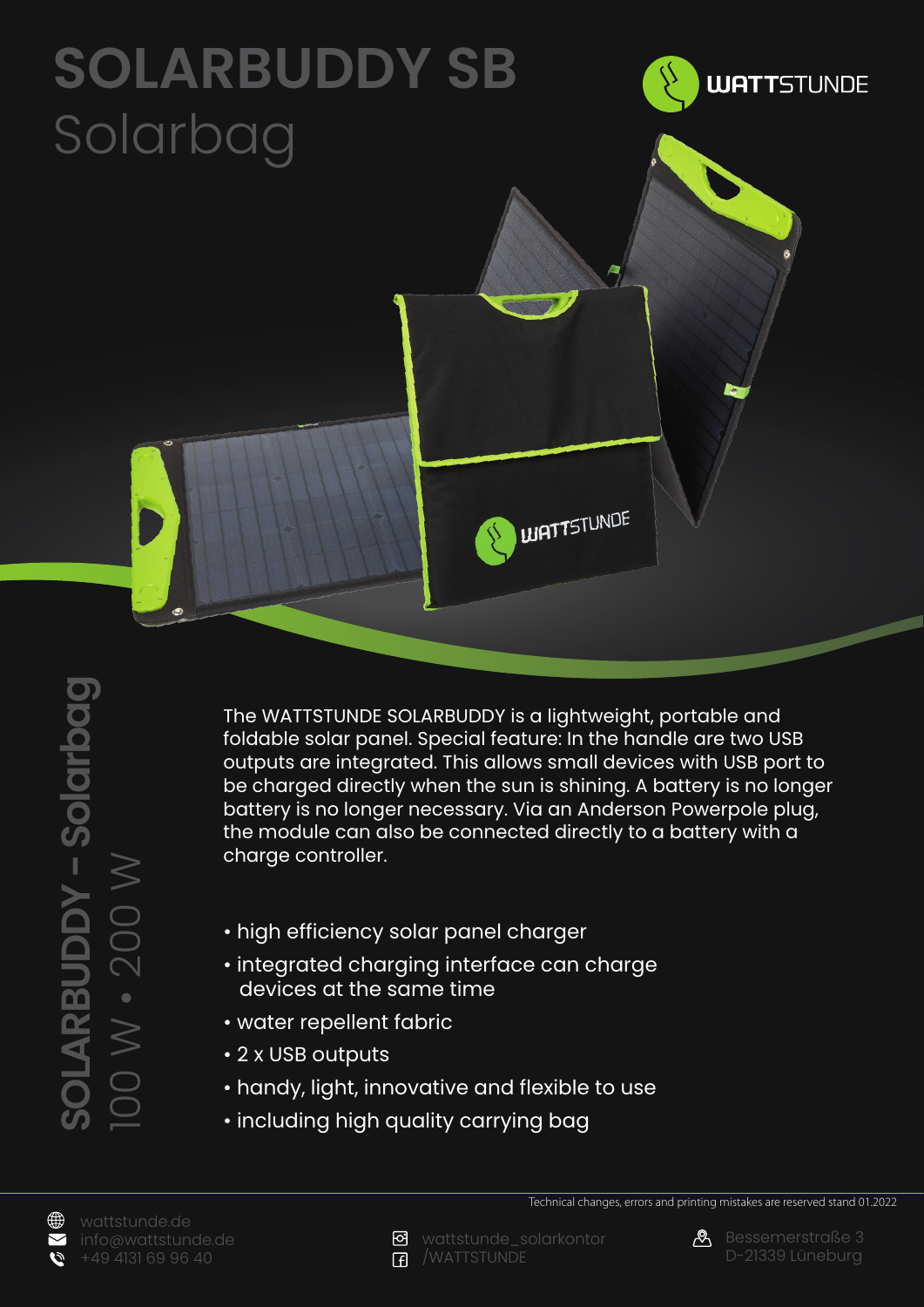# SOLARBUDDY SB
## Solarbag

WATTSTUNDE

**SOLARBUDDY – Solarbag**
100 W • 200 W

The WATTSTUNDE SOLARBUDDY is a lightweight, portable and foldable solar panel. Special feature: In the handle are two USB outputs are integrated. This allows small devices with USB port to be charged directly when the sun is shining. A battery is no longer battery is no longer necessary. Via an Anderson Powerpole plug, the module can also be connected directly to a battery with a charge controller.

- high efficiency solar panel charger
- integrated charging interface can charge devices at the same time
- water repellent fabric
- 2 x USB outputs
- handy, light, innovative and flexible to use
- including high quality carrying bag

Technical changes, errors and printing mistakes are reserved stand 01.2022

wattstunde.de
info@wattstunde.de
+49 4131 69 96 40

wattstunde_solarkontor
/WATTSTUNDE

Bessemerstraße 3
D-21339 Lüneburg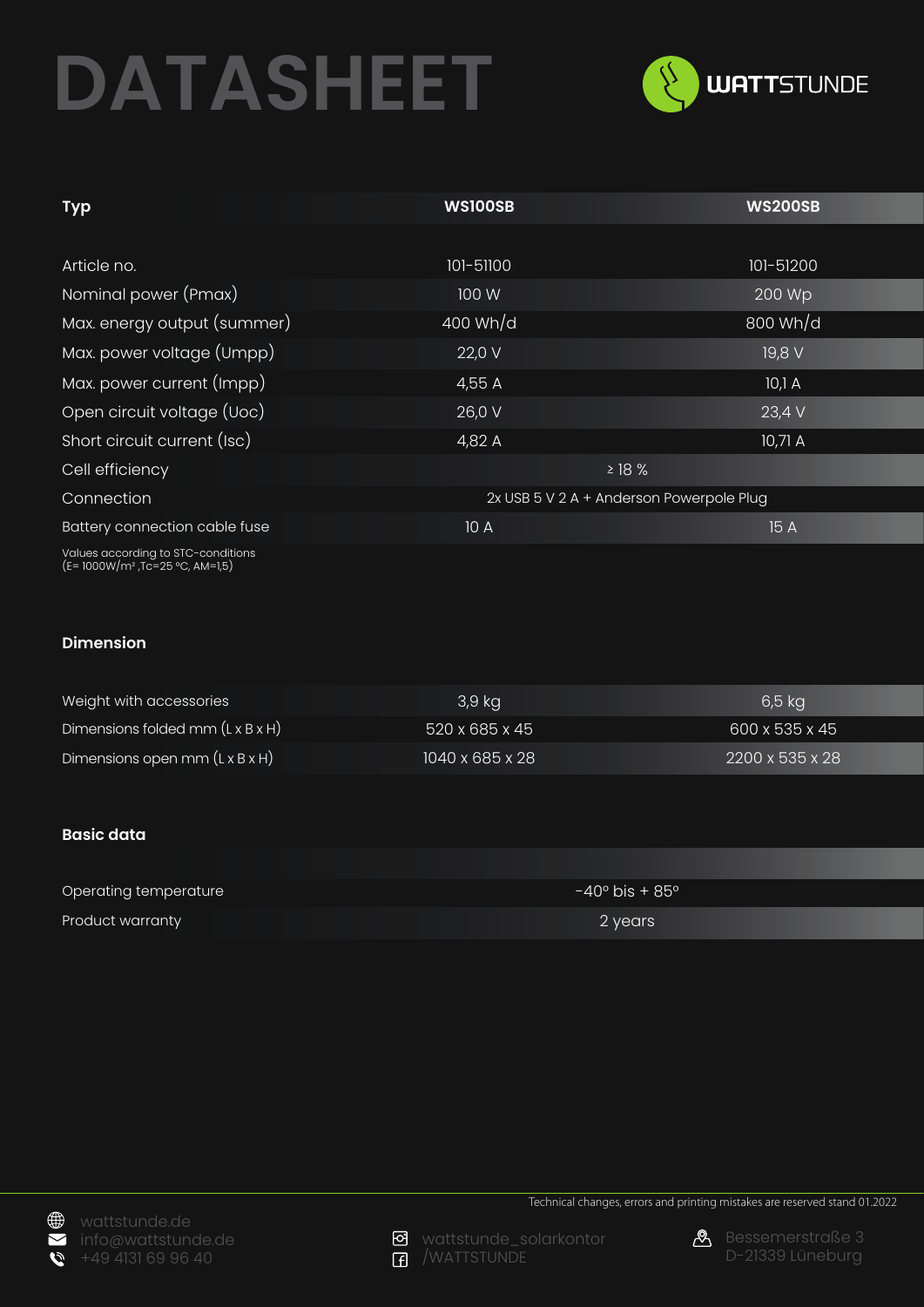# DATASHEET

WATTSTUNDE

| Typ | WS100SB | WS200SB |
|---|---|---|
| Article no. | 101-51100 | 101-51200 |
| Nominal power (Pmax) | 100 W | 200 Wp |
| Max. energy output (summer) | 400 Wh/d | 800 Wh/d |
| Max. power voltage (Umpp) | 22,0 V | 19,8 V |
| Max. power current (Impp) | 4,55 A | 10,1 A |
| Open circuit voltage (Uoc) | 26,0 V | 23,4 V |
| Short circuit current (Isc) | 4,82 A | 10,71 A |
| Cell efficiency | ≥ 18 % | |
| Connection | 2x USB 5 V 2 A + Anderson Powerpole Plug | |
| Battery connection cable fuse | 10 A | 15 A |

Values according to STC-conditions
(E= 1000W/m² ,Tc=25 °C, AM=1,5)

## Dimension

| | | |
|---|---|---|
| Weight with accessories | 3,9 kg | 6,5 kg |
| Dimensions folded mm (L x B x H) | 520 x 685 x 45 | 600 x 535 x 45 |
| Dimensions open mm (L x B x H) | 1040 x 685 x 28 | 2200 x 535 x 28 |

## Basic data

| | |
|---|---|
| Operating temperature | -40° bis + 85° |
| Product warranty | 2 years |

Technical changes, errors and printing mistakes are reserved stand 01.2022

wattstunde.de
info@wattstunde.de
+49 4131 69 96 40

wattstunde_solarkontor
/WATTSTUNDE

Bessemerstraße 3
D-21339 Lüneburg